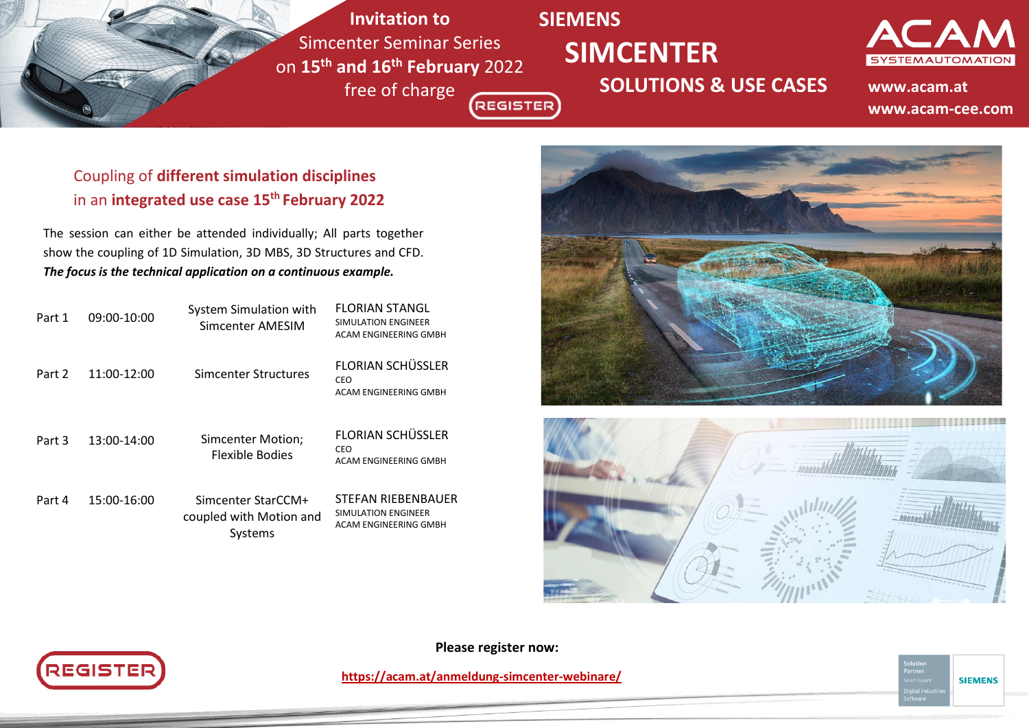**Invitation to**
Simcenter Seminar Series
on **15th and 16th February** 2022
free of charge

REGISTER

# SIEMENS SIMCENTER

## SOLUTIONS & USE CASES

ACAM SYSTEMAUTOMATION

**www.acam.at**
**www.acam-cee.com**

## Coupling of **different simulation disciplines** in an **integrated use case 15th February 2022**

The session can either be attended individually; All parts together show the coupling of 1D Simulation, 3D MBS, 3D Structures and CFD.
***The focus is the technical application on a continuous example.***

| Part | Time | Topic | Speaker |
|---|---|---|---|
| Part 1 | 09:00-10:00 | System Simulation with Simcenter AMESIM | FLORIAN STANGL<br>SIMULATION ENGINEER<br>ACAM ENGINEERING GMBH |
| Part 2 | 11:00-12:00 | Simcenter Structures | FLORIAN SCHÜSSLER<br>CEO<br>ACAM ENGINEERING GMBH |
| Part 3 | 13:00-14:00 | Simcenter Motion; Flexible Bodies | FLORIAN SCHÜSSLER<br>CEO<br>ACAM ENGINEERING GMBH |
| Part 4 | 15:00-16:00 | Simcenter StarCCM+ coupled with Motion and Systems | STEFAN RIEBENBAUER<br>SIMULATION ENGINEER<br>ACAM ENGINEERING GMBH |

REGISTER

**Please register now:**

https://acam.at/anmeldung-simcenter-webinare/

Solution Partner
Smart Expert
Digital Industries Software
SIEMENS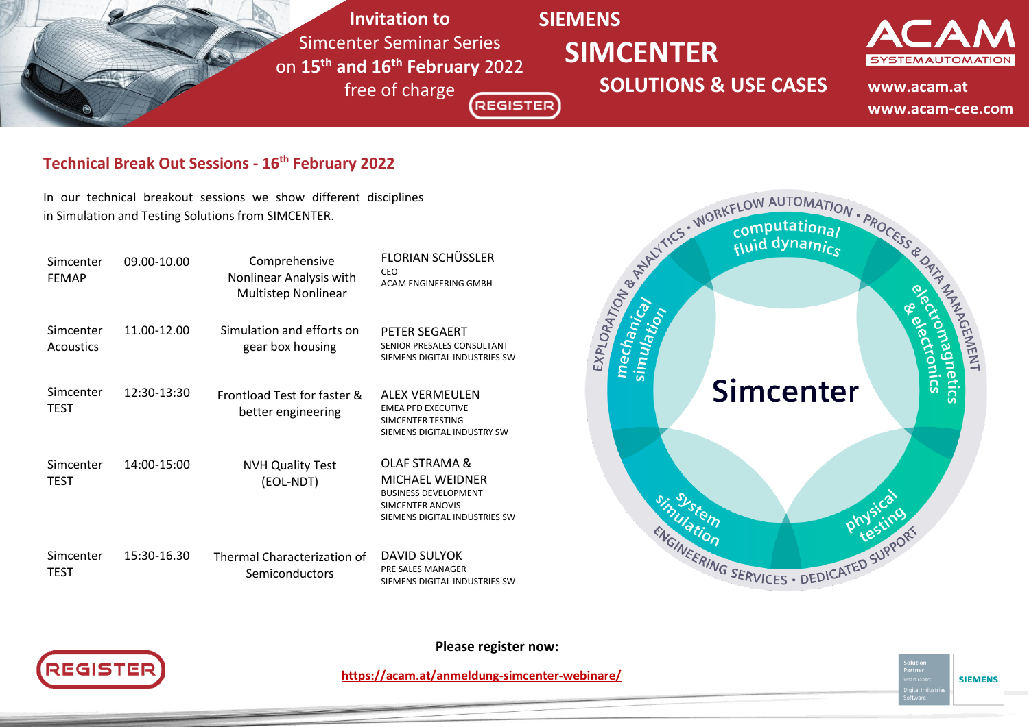Invitation to
Simcenter Seminar Series
on 15th and 16th February 2022
free of charge

REGISTER

SIEMENS
SIMCENTER
SOLUTIONS & USE CASES

ACAM
SYSTEMAUTOMATION

www.acam.at
www.acam-cee.com

## Technical Break Out Sessions - 16th February 2022

In our technical breakout sessions we show different disciplines in Simulation and Testing Solutions from SIMCENTER.

| | | | |
|---|---|---|---|
| Simcenter FEMAP | 09.00-10.00 | Comprehensive Nonlinear Analysis with Multistep Nonlinear | FLORIAN SCHÜSSLER<br>CEO<br>ACAM ENGINEERING GMBH |
| Simcenter Acoustics | 11.00-12.00 | Simulation and efforts on gear box housing | PETER SEGAERT<br>SENIOR PRESALES CONSULTANT<br>SIEMENS DIGITAL INDUSTRIES SW |
| Simcenter TEST | 12:30-13:30 | Frontload Test for faster & better engineering | ALEX VERMEULEN<br>EMEA PFD EXECUTIVE<br>SIMCENTER TESTING<br>SIEMENS DIGITAL INDUSTRY SW |
| Simcenter TEST | 14:00-15:00 | NVH Quality Test (EOL-NDT) | OLAF STRAMA & MICHAEL WEIDNER<br>BUSINESS DEVELOPMENT<br>SIMCENTER ANOVIS<br>SIEMENS DIGITAL INDUSTRIES SW |
| Simcenter TEST | 15:30-16.30 | Thermal Characterization of Semiconductors | DAVID SULYOK<br>PRE SALES MANAGER<br>SIEMENS DIGITAL INDUSTRIES SW |

Simcenter

computational fluid dynamics

electromagnetics & electronics

physical testing

system simulation

mechanical simulation

WORKFLOW AUTOMATION • PROCESS & DATA MANAGEMENT

ENGINEERING SERVICES • DEDICATED SUPPORT

EXPLORATION & ANALYTICS

**Please register now:**

REGISTER

https://acam.at/anmeldung-simcenter-webinare/

Solution Partner
Smart Expert
Digital Industries Software

SIEMENS